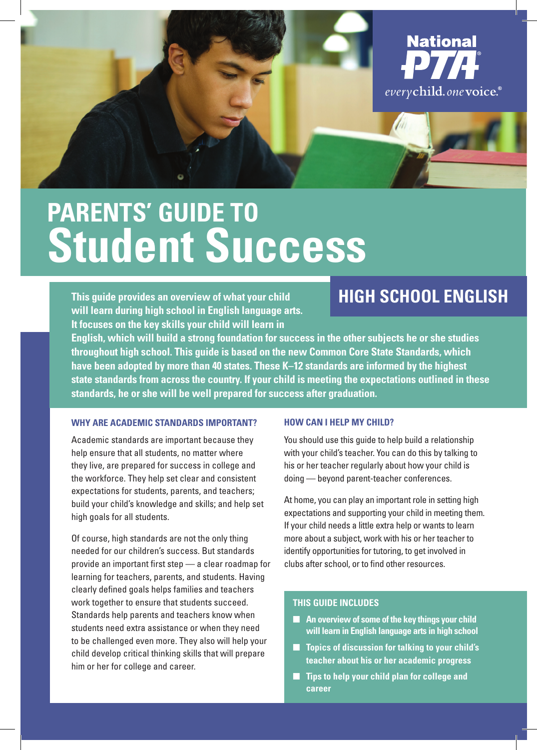National PTA

everychild. onevoice.®

# PARENTS' GUIDE TO Student Success

## HIGH SCHOOL ENGLISH

**This guide provides an overview of what your child will learn during high school in English language arts. It focuses on the key skills your child will learn in English, which will build a strong foundation for success in the other subjects he or she studies throughout high school. This guide is based on the new Common Core State Standards, which have been adopted by more than 40 states. These K–12 standards are informed by the highest state standards from across the country. If your child is meeting the expectations outlined in these standards, he or she will be well prepared for success after graduation.**

### WHY ARE ACADEMIC STANDARDS IMPORTANT?

Academic standards are important because they help ensure that all students, no matter where they live, are prepared for success in college and the workforce. They help set clear and consistent expectations for students, parents, and teachers; build your child's knowledge and skills; and help set high goals for all students.

Of course, high standards are not the only thing needed for our children's success. But standards provide an important first step — a clear roadmap for learning for teachers, parents, and students. Having clearly defined goals helps families and teachers work together to ensure that students succeed. Standards help parents and teachers know when students need extra assistance or when they need to be challenged even more. They also will help your child develop critical thinking skills that will prepare him or her for college and career.

### HOW CAN I HELP MY CHILD?

You should use this guide to help build a relationship with your child's teacher. You can do this by talking to his or her teacher regularly about how your child is doing — beyond parent-teacher conferences.

At home, you can play an important role in setting high expectations and supporting your child in meeting them. If your child needs a little extra help or wants to learn more about a subject, work with his or her teacher to identify opportunities for tutoring, to get involved in clubs after school, or to find other resources.

### THIS GUIDE INCLUDES

- **An overview of some of the key things your child will learn in English language arts in high school**
- **Topics of discussion for talking to your child's teacher about his or her academic progress**
- **Tips to help your child plan for college and career**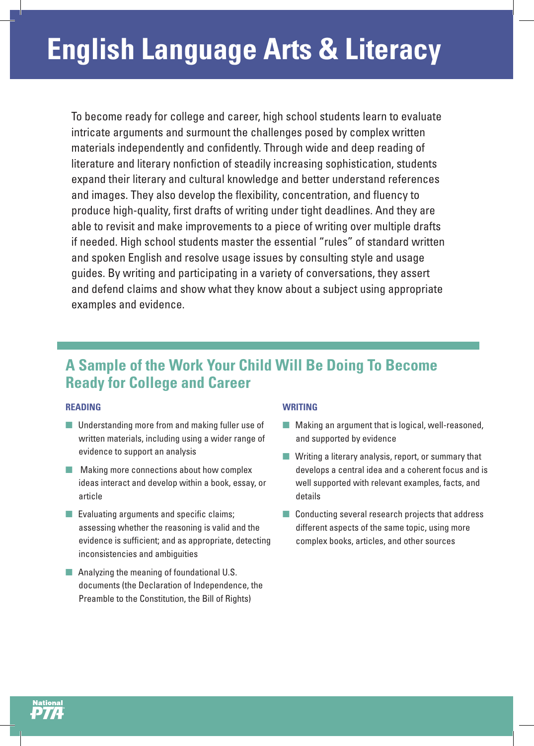# English Language Arts & Literacy

To become ready for college and career, high school students learn to evaluate intricate arguments and surmount the challenges posed by complex written materials independently and confidently. Through wide and deep reading of literature and literary nonfiction of steadily increasing sophistication, students expand their literary and cultural knowledge and better understand references and images. They also develop the flexibility, concentration, and fluency to produce high-quality, first drafts of writing under tight deadlines. And they are able to revisit and make improvements to a piece of writing over multiple drafts if needed. High school students master the essential "rules" of standard written and spoken English and resolve usage issues by consulting style and usage guides. By writing and participating in a variety of conversations, they assert and defend claims and show what they know about a subject using appropriate examples and evidence.

## A Sample of the Work Your Child Will Be Doing To Become Ready for College and Career

### READING

- Understanding more from and making fuller use of written materials, including using a wider range of evidence to support an analysis
- Making more connections about how complex ideas interact and develop within a book, essay, or article
- Evaluating arguments and specific claims; assessing whether the reasoning is valid and the evidence is sufficient; and as appropriate, detecting inconsistencies and ambiguities
- Analyzing the meaning of foundational U.S. documents (the Declaration of Independence, the Preamble to the Constitution, the Bill of Rights)

### WRITING

- Making an argument that is logical, well-reasoned, and supported by evidence
- Writing a literary analysis, report, or summary that develops a central idea and a coherent focus and is well supported with relevant examples, facts, and details
- Conducting several research projects that address different aspects of the same topic, using more complex books, articles, and other sources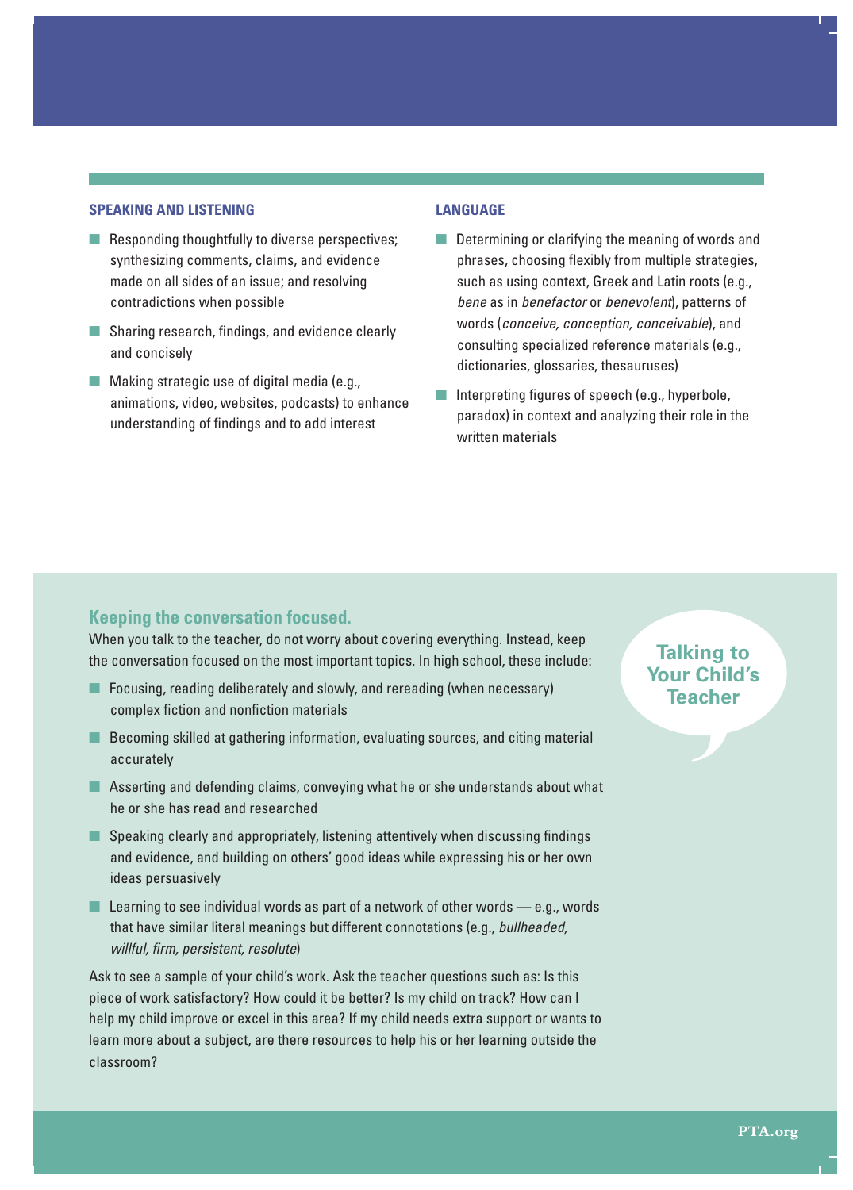### SPEAKING AND LISTENING

- Responding thoughtfully to diverse perspectives; synthesizing comments, claims, and evidence made on all sides of an issue; and resolving contradictions when possible
- Sharing research, findings, and evidence clearly and concisely
- Making strategic use of digital media (e.g., animations, video, websites, podcasts) to enhance understanding of findings and to add interest

### LANGUAGE

- Determining or clarifying the meaning of words and phrases, choosing flexibly from multiple strategies, such as using context, Greek and Latin roots (e.g., *bene* as in *benefactor* or *benevolent*), patterns of words (*conceive, conception, conceivable*), and consulting specialized reference materials (e.g., dictionaries, glossaries, thesauruses)
- Interpreting figures of speech (e.g., hyperbole, paradox) in context and analyzing their role in the written materials

## Talking to Your Child's Teacher

### Keeping the conversation focused.

When you talk to the teacher, do not worry about covering everything. Instead, keep the conversation focused on the most important topics. In high school, these include:

- Focusing, reading deliberately and slowly, and rereading (when necessary) complex fiction and nonfiction materials
- Becoming skilled at gathering information, evaluating sources, and citing material accurately
- Asserting and defending claims, conveying what he or she understands about what he or she has read and researched
- Speaking clearly and appropriately, listening attentively when discussing findings and evidence, and building on others' good ideas while expressing his or her own ideas persuasively
- Learning to see individual words as part of a network of other words — e.g., words that have similar literal meanings but different connotations (e.g., *bullheaded, willful, firm, persistent, resolute*)

Ask to see a sample of your child's work. Ask the teacher questions such as: Is this piece of work satisfactory? How could it be better? Is my child on track? How can I help my child improve or excel in this area? If my child needs extra support or wants to learn more about a subject, are there resources to help his or her learning outside the classroom?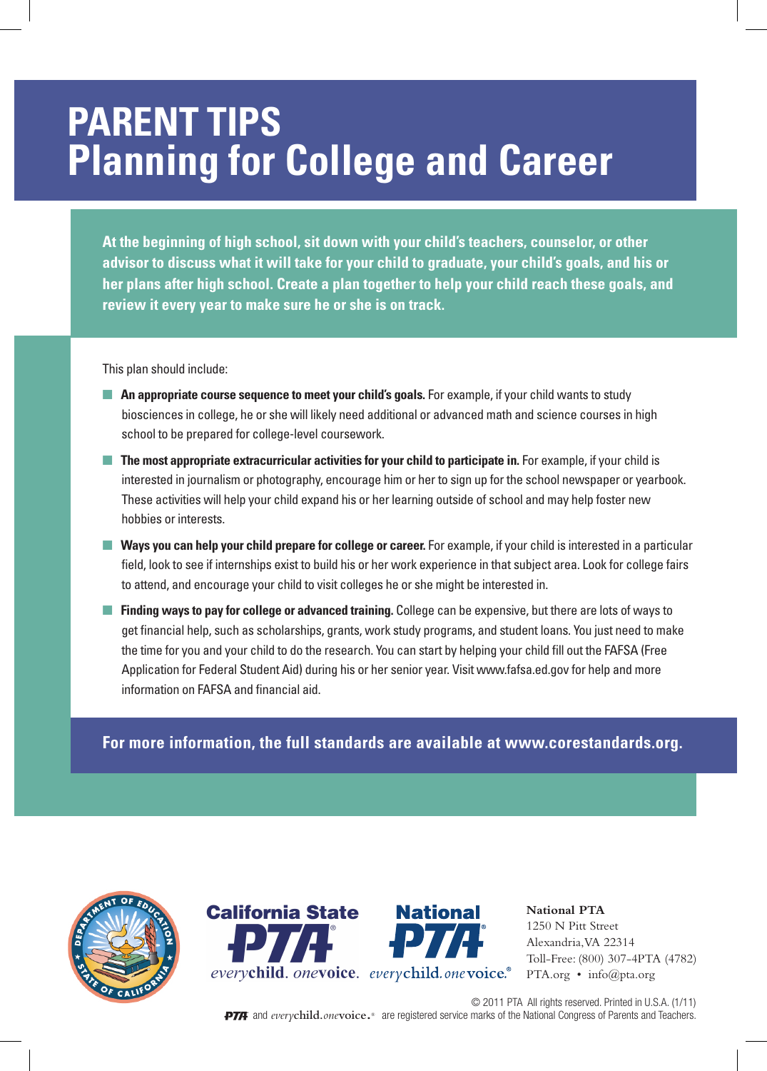# PARENT TIPS
# Planning for College and Career

**At the beginning of high school, sit down with your child's teachers, counselor, or other advisor to discuss what it will take for your child to graduate, your child's goals, and his or her plans after high school. Create a plan together to help your child reach these goals, and review it every year to make sure he or she is on track.**

This plan should include:

- **An appropriate course sequence to meet your child's goals.** For example, if your child wants to study biosciences in college, he or she will likely need additional or advanced math and science courses in high school to be prepared for college-level coursework.
- **The most appropriate extracurricular activities for your child to participate in.** For example, if your child is interested in journalism or photography, encourage him or her to sign up for the school newspaper or yearbook. These activities will help your child expand his or her learning outside of school and may help foster new hobbies or interests.
- **Ways you can help your child prepare for college or career.** For example, if your child is interested in a particular field, look to see if internships exist to build his or her work experience in that subject area. Look for college fairs to attend, and encourage your child to visit colleges he or she might be interested in.
- **Finding ways to pay for college or advanced training.** College can be expensive, but there are lots of ways to get financial help, such as scholarships, grants, work study programs, and student loans. You just need to make the time for you and your child to do the research. You can start by helping your child fill out the FAFSA (Free Application for Federal Student Aid) during his or her senior year. Visit www.fafsa.ed.gov for help and more information on FAFSA and financial aid.

**For more information, the full standards are available at www.corestandards.org.**

California State PTA® everychild. onevoice.

National PTA® everychild. onevoice.®

**National PTA**
1250 N Pitt Street
Alexandria, VA 22314
Toll-Free: (800) 307-4PTA (4782)
PTA.org • info@pta.org

© 2011 PTA All rights reserved. Printed in U.S.A. (1/11)
PTA and everychild.onevoice.® are registered service marks of the National Congress of Parents and Teachers.